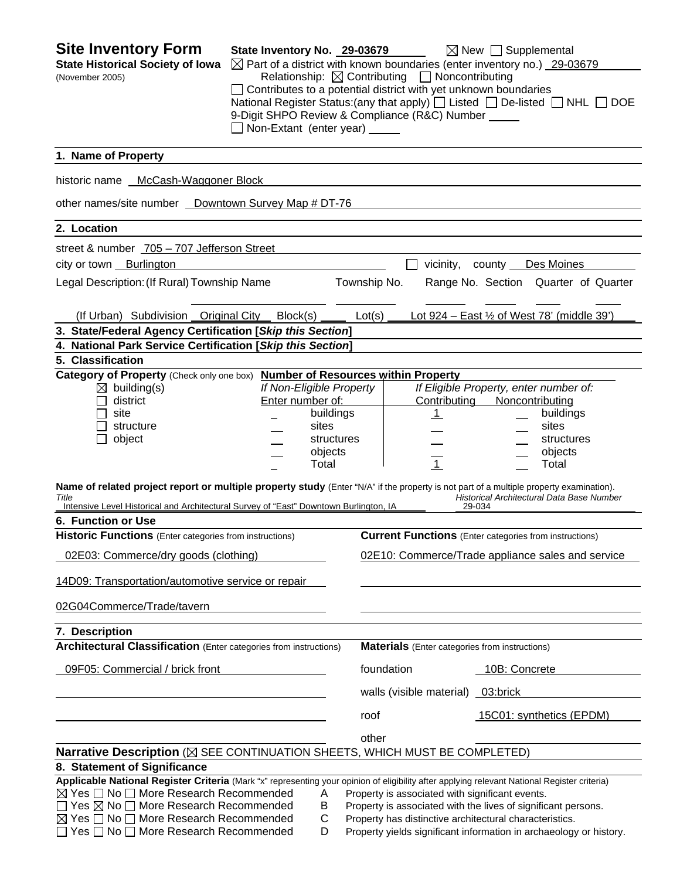# Site Inventory Form

**State Historical Society of Iowa**
(November 2005)

**State Inventory No.** 29-03679 ☒ New ☐ Supplemental
☒ Part of a district with known boundaries (enter inventory no.) 29-03679
Relationship: ☒ Contributing ☐ Noncontributing
☐ Contributes to a potential district with yet unknown boundaries
National Register Status:(any that apply) ☐ Listed ☐ De-listed ☐ NHL ☐ DOE
9-Digit SHPO Review & Compliance (R&C) Number ____
☐ Non-Extant (enter year) ____

## 1. Name of Property

historic name McCash-Waggoner Block

other names/site number Downtown Survey Map # DT-76

## 2. Location

street & number 705 – 707 Jefferson Street

city or town Burlington ☐ vicinity, county Des Moines

Legal Description: (If Rural) Township Name ____ Township No. ____ Range No. ____ Section ____ Quarter of Quarter ____

(If Urban) Subdivision Original City Block(s) ____ Lot(s) Lot 924 – East ½ of West 78' (middle 39')

## 3. State/Federal Agency Certification [*Skip this Section*]

## 4. National Park Service Certification [*Skip this Section*]

## 5. Classification

**Category of Property** (Check only one box)

☒ building(s)
☐ district
☐ site
☐ structure
☐ object

**Number of Resources within Property**

| If Non-Eligible Property Enter number of: | | If Eligible Property, enter number of: Contributing | Noncontributing | |
|---|---|---|---|---|
| | buildings | 1 | | buildings |
| | sites | | | sites |
| | structures | | | structures |
| | objects | | | objects |
| | Total | 1 | | Total |

**Name of related project report or multiple property study** (Enter "N/A" if the property is not part of a multiple property examination).

| *Title* | *Historical Architectural Data Base Number* |
|---|---|
| Intensive Level Historical and Architectural Survey of "East" Downtown Burlington, IA | 29-034 |

## 6. Function or Use

| **Historic Functions** (Enter categories from instructions) | **Current Functions** (Enter categories from instructions) |
|---|---|
| 02E03: Commerce/dry goods (clothing) | 02E10: Commerce/Trade appliance sales and service |
| 14D09: Transportation/automotive service or repair | |
| 02G04Commerce/Trade/tavern | |

## 7. Description

**Architectural Classification** (Enter categories from instructions)

09F05: Commercial / brick front

**Materials** (Enter categories from instructions)

| | |
|---|---|
| foundation | 10B: Concrete |
| walls (visible material) | 03:brick |
| roof | 15C01: synthetics (EPDM) |
| other | |

**Narrative Description** (☒ SEE CONTINUATION SHEETS, WHICH MUST BE COMPLETED)

## 8. Statement of Significance

**Applicable National Register Criteria** (Mark "x" representing your opinion of eligibility after applying relevant National Register criteria)

☒ Yes ☐ No ☐ More Research Recommended — A Property is associated with significant events.
☐ Yes ☒ No ☐ More Research Recommended — B Property is associated with the lives of significant persons.
☒ Yes ☐ No ☐ More Research Recommended — C Property has distinctive architectural characteristics.
☐ Yes ☐ No ☐ More Research Recommended — D Property yields significant information in archaeology or history.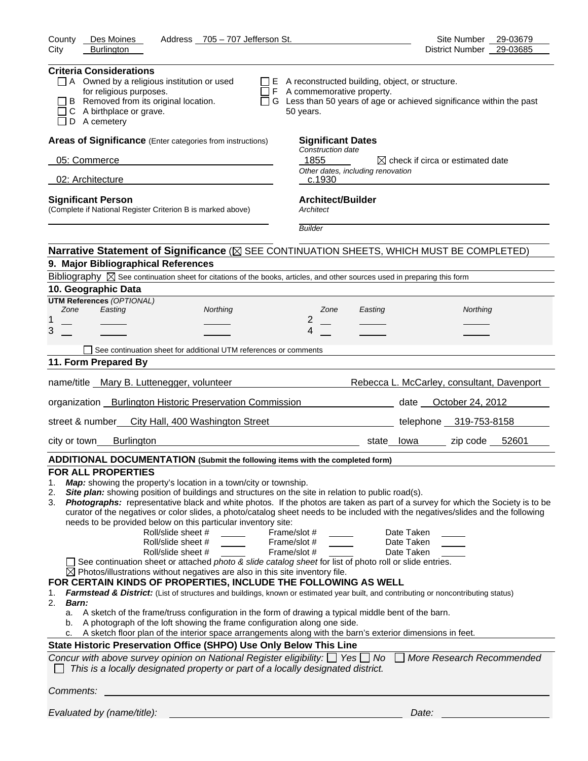County Des Moines Address 705 – 707 Jefferson St. Site Number 29-03679
City Burlington District Number 29-03685

**Criteria Considerations**

- ☐ A Owned by a religious institution or used for religious purposes.
- ☐ B Removed from its original location.
- ☐ C A birthplace or grave.
- ☐ D A cemetery
- ☐ E A reconstructed building, object, or structure.
- ☐ F A commemorative property.
- ☐ G Less than 50 years of age or achieved significance within the past 50 years.

**Areas of Significance** (Enter categories from instructions)

05: Commerce

02: Architecture

**Significant Dates**

*Construction date*

1855 ☒ check if circa or estimated date

*Other dates, including renovation*

c.1930

**Significant Person**
(Complete if National Register Criterion B is marked above)

**Architect/Builder**

*Architect*

*Builder*

**Narrative Statement of Significance** (☒ SEE CONTINUATION SHEETS, WHICH MUST BE COMPLETED)

## 9. Major Bibliographical References

Bibliography ☒ See continuation sheet for citations of the books, articles, and other sources used in preparing this form

## 10. Geographic Data

**UTM References** *(OPTIONAL)*

| | Zone | Easting | Northing | | Zone | Easting | Northing |
|---|---|---|---|---|---|---|---|
| 1 | | | | 2 | | | |
| 3 | | | | 4 | | | |

☐ See continuation sheet for additional UTM references or comments

## 11. Form Prepared By

name/title Mary B. Luttenegger, volunteer — Rebecca L. McCarley, consultant, Davenport

organization Burlington Historic Preservation Commission date October 24, 2012

street & number City Hall, 400 Washington Street telephone 319-753-8158

city or town Burlington state Iowa zip code 52601

**ADDITIONAL DOCUMENTATION (Submit the following items with the completed form)**

**FOR ALL PROPERTIES**

1. ***Map:*** showing the property's location in a town/city or township.
2. ***Site plan:*** showing position of buildings and structures on the site in relation to public road(s).
3. ***Photographs:*** representative black and white photos. If the photos are taken as part of a survey for which the Society is to be curator of the negatives or color slides, a photo/catalog sheet needs to be included with the negatives/slides and the following needs to be provided below on this particular inventory site:

| Roll/slide sheet # | Frame/slot # | Date Taken |
|---|---|---|
| | | |
| | | |
| | | |

☐ See continuation sheet or attached *photo & slide catalog sheet* for list of photo roll or slide entries.

☒ Photos/illustrations without negatives are also in this site inventory file.

**FOR CERTAIN KINDS OF PROPERTIES, INCLUDE THE FOLLOWING AS WELL**

1. ***Farmstead & District:*** (List of structures and buildings, known or estimated year built, and contributing or noncontributing status)
2. ***Barn:***
   a. A sketch of the frame/truss configuration in the form of drawing a typical middle bent of the barn.
   b. A photograph of the loft showing the frame configuration along one side.
   c. A sketch floor plan of the interior space arrangements along with the barn's exterior dimensions in feet.

**State Historic Preservation Office (SHPO) Use Only Below This Line**

*Concur with above survey opinion on National Register eligibility:* ☐ *Yes* ☐ *No* ☐ *More Research Recommended*

☐ *This is a locally designated property or part of a locally designated district.*

*Comments:*

*Evaluated by (name/title):* *Date:*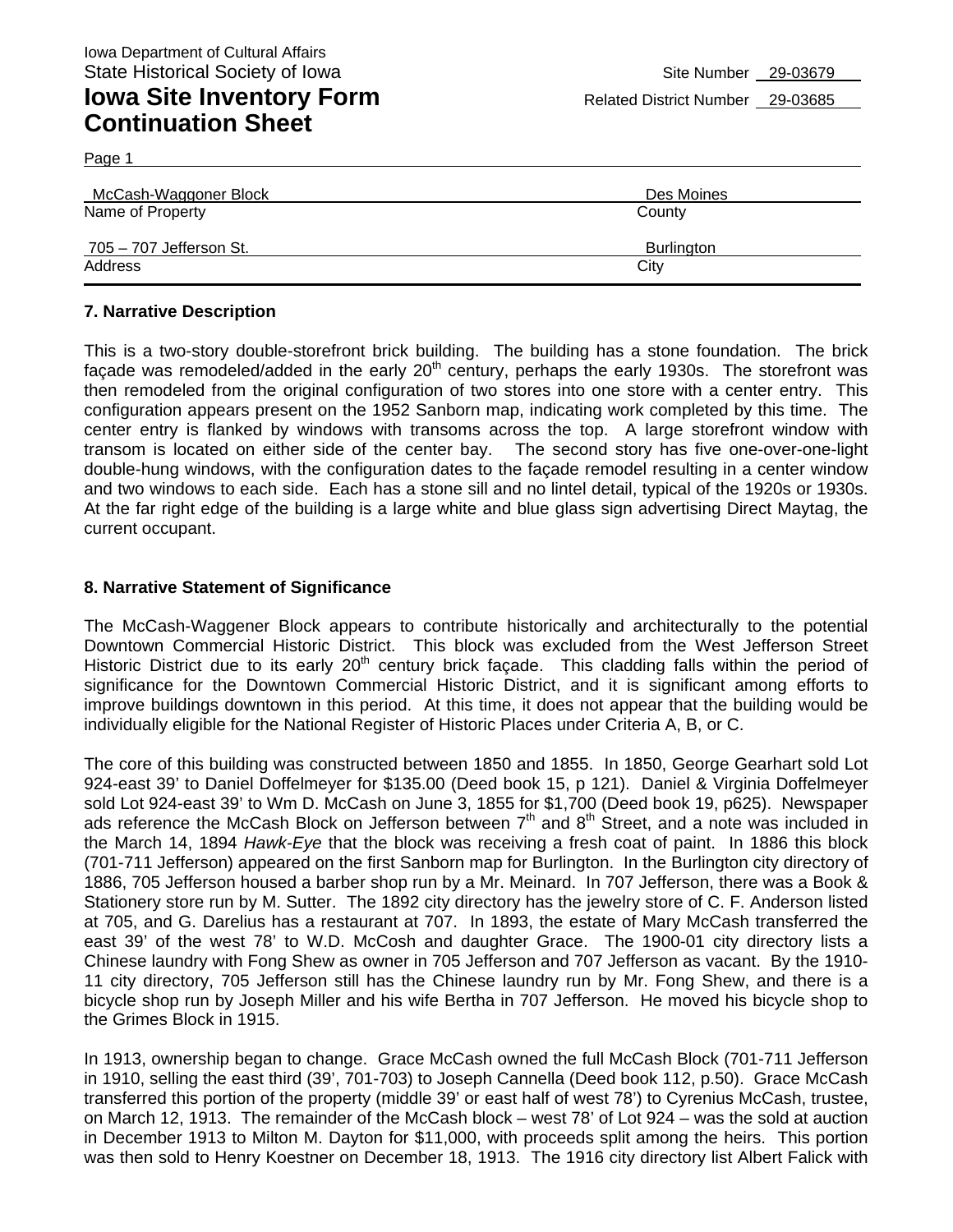Iowa Department of Cultural Affairs
State Historical Society of Iowa

Site Number 29-03679

# Iowa Site Inventory Form Continuation Sheet

Related District Number 29-03685

Page 1

| McCash-Waggoner Block | Des Moines |
|---|---|
| Name of Property | County |
| 705 – 707 Jefferson St. | Burlington |
| Address | City |

## 7. Narrative Description

This is a two-story double-storefront brick building. The building has a stone foundation. The brick façade was remodeled/added in the early 20th century, perhaps the early 1930s. The storefront was then remodeled from the original configuration of two stores into one store with a center entry. This configuration appears present on the 1952 Sanborn map, indicating work completed by this time. The center entry is flanked by windows with transoms across the top. A large storefront window with transom is located on either side of the center bay. The second story has five one-over-one-light double-hung windows, with the configuration dates to the façade remodel resulting in a center window and two windows to each side. Each has a stone sill and no lintel detail, typical of the 1920s or 1930s. At the far right edge of the building is a large white and blue glass sign advertising Direct Maytag, the current occupant.

## 8. Narrative Statement of Significance

The McCash-Waggener Block appears to contribute historically and architecturally to the potential Downtown Commercial Historic District. This block was excluded from the West Jefferson Street Historic District due to its early 20th century brick façade. This cladding falls within the period of significance for the Downtown Commercial Historic District, and it is significant among efforts to improve buildings downtown in this period. At this time, it does not appear that the building would be individually eligible for the National Register of Historic Places under Criteria A, B, or C.

The core of this building was constructed between 1850 and 1855. In 1850, George Gearhart sold Lot 924-east 39' to Daniel Doffelmeyer for $135.00 (Deed book 15, p 121). Daniel & Virginia Doffelmeyer sold Lot 924-east 39' to Wm D. McCash on June 3, 1855 for $1,700 (Deed book 19, p625). Newspaper ads reference the McCash Block on Jefferson between 7th and 8th Street, and a note was included in the March 14, 1894 *Hawk-Eye* that the block was receiving a fresh coat of paint. In 1886 this block (701-711 Jefferson) appeared on the first Sanborn map for Burlington. In the Burlington city directory of 1886, 705 Jefferson housed a barber shop run by a Mr. Meinard. In 707 Jefferson, there was a Book & Stationery store run by M. Sutter. The 1892 city directory has the jewelry store of C. F. Anderson listed at 705, and G. Darelius has a restaurant at 707. In 1893, the estate of Mary McCash transferred the east 39' of the west 78' to W.D. McCosh and daughter Grace. The 1900-01 city directory lists a Chinese laundry with Fong Shew as owner in 705 Jefferson and 707 Jefferson as vacant. By the 1910-11 city directory, 705 Jefferson still has the Chinese laundry run by Mr. Fong Shew, and there is a bicycle shop run by Joseph Miller and his wife Bertha in 707 Jefferson. He moved his bicycle shop to the Grimes Block in 1915.

In 1913, ownership began to change. Grace McCash owned the full McCash Block (701-711 Jefferson in 1910, selling the east third (39', 701-703) to Joseph Cannella (Deed book 112, p.50). Grace McCash transferred this portion of the property (middle 39' or east half of west 78') to Cyrenius McCash, trustee, on March 12, 1913. The remainder of the McCash block – west 78' of Lot 924 – was the sold at auction in December 1913 to Milton M. Dayton for $11,000, with proceeds split among the heirs. This portion was then sold to Henry Koestner on December 18, 1913. The 1916 city directory list Albert Falick with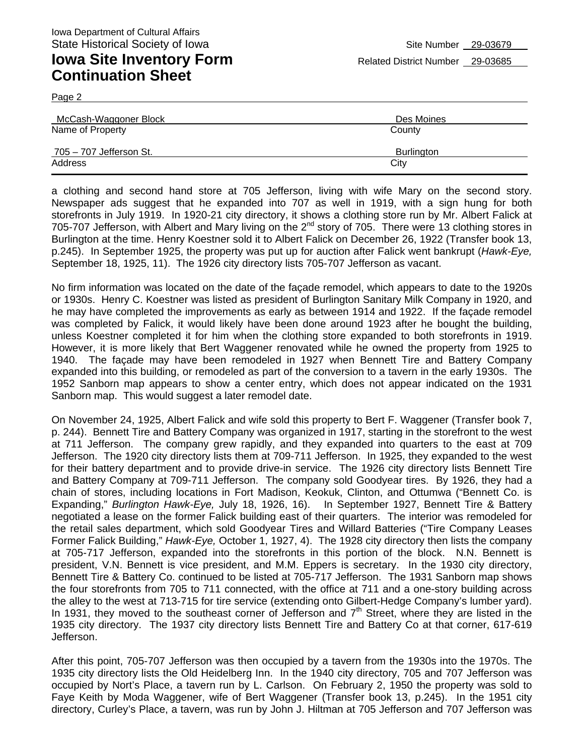a clothing and second hand store at 705 Jefferson, living with wife Mary on the second story. Newspaper ads suggest that he expanded into 707 as well in 1919, with a sign hung for both storefronts in July 1919. In 1920-21 city directory, it shows a clothing store run by Mr. Albert Falick at 705-707 Jefferson, with Albert and Mary living on the 2nd story of 705. There were 13 clothing stores in Burlington at the time. Henry Koestner sold it to Albert Falick on December 26, 1922 (Transfer book 13, p.245). In September 1925, the property was put up for auction after Falick went bankrupt (*Hawk-Eye,* September 18, 1925, 11). The 1926 city directory lists 705-707 Jefferson as vacant.

No firm information was located on the date of the façade remodel, which appears to date to the 1920s or 1930s. Henry C. Koestner was listed as president of Burlington Sanitary Milk Company in 1920, and he may have completed the improvements as early as between 1914 and 1922. If the façade remodel was completed by Falick, it would likely have been done around 1923 after he bought the building, unless Koestner completed it for him when the clothing store expanded to both storefronts in 1919. However, it is more likely that Bert Waggener renovated while he owned the property from 1925 to 1940. The façade may have been remodeled in 1927 when Bennett Tire and Battery Company expanded into this building, or remodeled as part of the conversion to a tavern in the early 1930s. The 1952 Sanborn map appears to show a center entry, which does not appear indicated on the 1931 Sanborn map. This would suggest a later remodel date.

On November 24, 1925, Albert Falick and wife sold this property to Bert F. Waggener (Transfer book 7, p. 244). Bennett Tire and Battery Company was organized in 1917, starting in the storefront to the west at 711 Jefferson. The company grew rapidly, and they expanded into quarters to the east at 709 Jefferson. The 1920 city directory lists them at 709-711 Jefferson. In 1925, they expanded to the west for their battery department and to provide drive-in service. The 1926 city directory lists Bennett Tire and Battery Company at 709-711 Jefferson. The company sold Goodyear tires. By 1926, they had a chain of stores, including locations in Fort Madison, Keokuk, Clinton, and Ottumwa ("Bennett Co. is Expanding," *Burlington Hawk-Eye,* July 18, 1926, 16). In September 1927, Bennett Tire & Battery negotiated a lease on the former Falick building east of their quarters. The interior was remodeled for the retail sales department, which sold Goodyear Tires and Willard Batteries ("Tire Company Leases Former Falick Building," *Hawk-Eye,* October 1, 1927, 4). The 1928 city directory then lists the company at 705-717 Jefferson, expanded into the storefronts in this portion of the block. N.N. Bennett is president, V.N. Bennett is vice president, and M.M. Eppers is secretary. In the 1930 city directory, Bennett Tire & Battery Co. continued to be listed at 705-717 Jefferson. The 1931 Sanborn map shows the four storefronts from 705 to 711 connected, with the office at 711 and a one-story building across the alley to the west at 713-715 for tire service (extending onto Gilbert-Hedge Company's lumber yard). In 1931, they moved to the southeast corner of Jefferson and 7th Street, where they are listed in the 1935 city directory. The 1937 city directory lists Bennett Tire and Battery Co at that corner, 617-619 Jefferson.

After this point, 705-707 Jefferson was then occupied by a tavern from the 1930s into the 1970s. The 1935 city directory lists the Old Heidelberg Inn. In the 1940 city directory, 705 and 707 Jefferson was occupied by Nort's Place, a tavern run by L. Carlson. On February 2, 1950 the property was sold to Faye Keith by Moda Waggener, wife of Bert Waggener (Transfer book 13, p.245). In the 1951 city directory, Curley's Place, a tavern, was run by John J. Hiltman at 705 Jefferson and 707 Jefferson was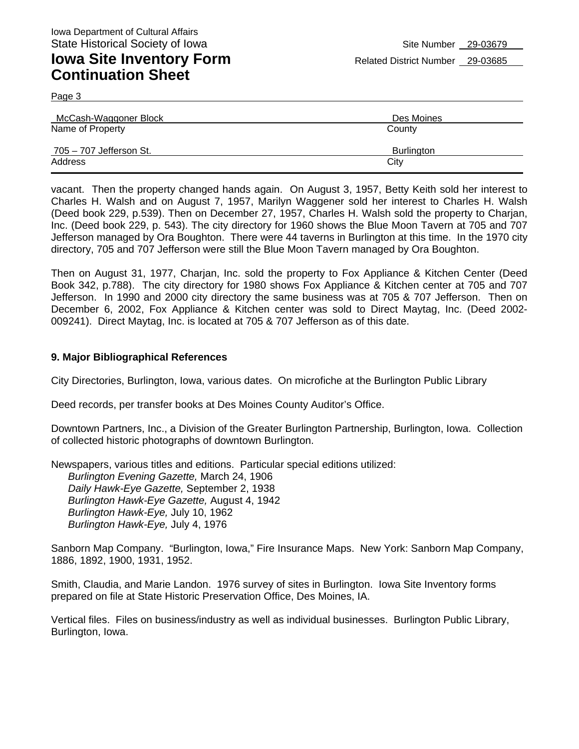Iowa Department of Cultural Affairs
State Historical Society of Iowa

Site Number 29-03679

**Iowa Site Inventory Form**
**Continuation Sheet**

Related District Number 29-03685

Page 3

| McCash-Waggoner Block | Des Moines |
|---|---|
| Name of Property | County |
| 705 – 707 Jefferson St. | Burlington |
| Address | City |

vacant. Then the property changed hands again. On August 3, 1957, Betty Keith sold her interest to Charles H. Walsh and on August 7, 1957, Marilyn Waggener sold her interest to Charles H. Walsh (Deed book 229, p.539). Then on December 27, 1957, Charles H. Walsh sold the property to Charjan, Inc. (Deed book 229, p. 543). The city directory for 1960 shows the Blue Moon Tavern at 705 and 707 Jefferson managed by Ora Boughton. There were 44 taverns in Burlington at this time. In the 1970 city directory, 705 and 707 Jefferson were still the Blue Moon Tavern managed by Ora Boughton.

Then on August 31, 1977, Charjan, Inc. sold the property to Fox Appliance & Kitchen Center (Deed Book 342, p.788). The city directory for 1980 shows Fox Appliance & Kitchen center at 705 and 707 Jefferson. In 1990 and 2000 city directory the same business was at 705 & 707 Jefferson. Then on December 6, 2002, Fox Appliance & Kitchen center was sold to Direct Maytag, Inc. (Deed 2002-009241). Direct Maytag, Inc. is located at 705 & 707 Jefferson as of this date.

**9. Major Bibliographical References**

City Directories, Burlington, Iowa, various dates. On microfiche at the Burlington Public Library

Deed records, per transfer books at Des Moines County Auditor's Office.

Downtown Partners, Inc., a Division of the Greater Burlington Partnership, Burlington, Iowa. Collection of collected historic photographs of downtown Burlington.

Newspapers, various titles and editions. Particular special editions utilized:
*Burlington Evening Gazette,* March 24, 1906
*Daily Hawk-Eye Gazette,* September 2, 1938
*Burlington Hawk-Eye Gazette,* August 4, 1942
*Burlington Hawk-Eye,* July 10, 1962
*Burlington Hawk-Eye,* July 4, 1976

Sanborn Map Company. "Burlington, Iowa," Fire Insurance Maps. New York: Sanborn Map Company, 1886, 1892, 1900, 1931, 1952.

Smith, Claudia, and Marie Landon. 1976 survey of sites in Burlington. Iowa Site Inventory forms prepared on file at State Historic Preservation Office, Des Moines, IA.

Vertical files. Files on business/industry as well as individual businesses. Burlington Public Library, Burlington, Iowa.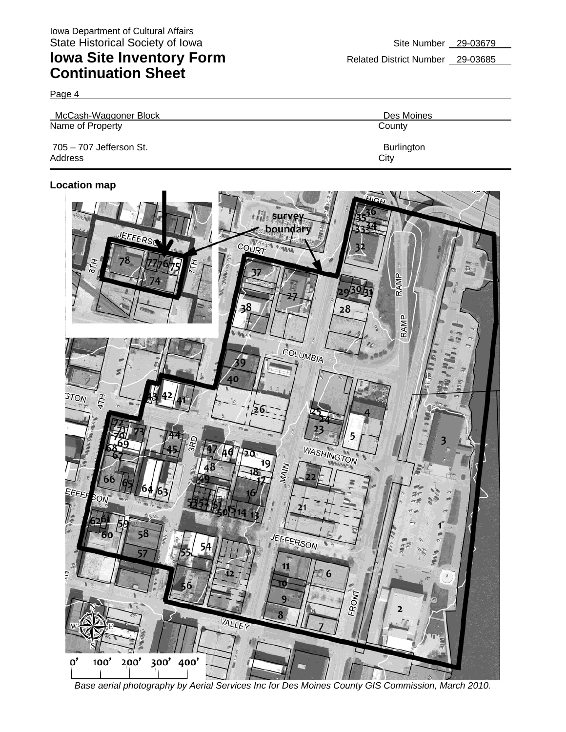Iowa Department of Cultural Affairs
State Historical Society of Iowa

# Iowa Site Inventory Form Continuation Sheet

Site Number 29-03679

Related District Number 29-03685

Page 4

| McCash-Waggoner Block | Des Moines |
|---|---|
| Name of Property | County |
| 705 – 707 Jefferson St. | Burlington |
| Address | City |

**Location map**

*Base aerial photography by Aerial Services Inc for Des Moines County GIS Commission, March 2010.*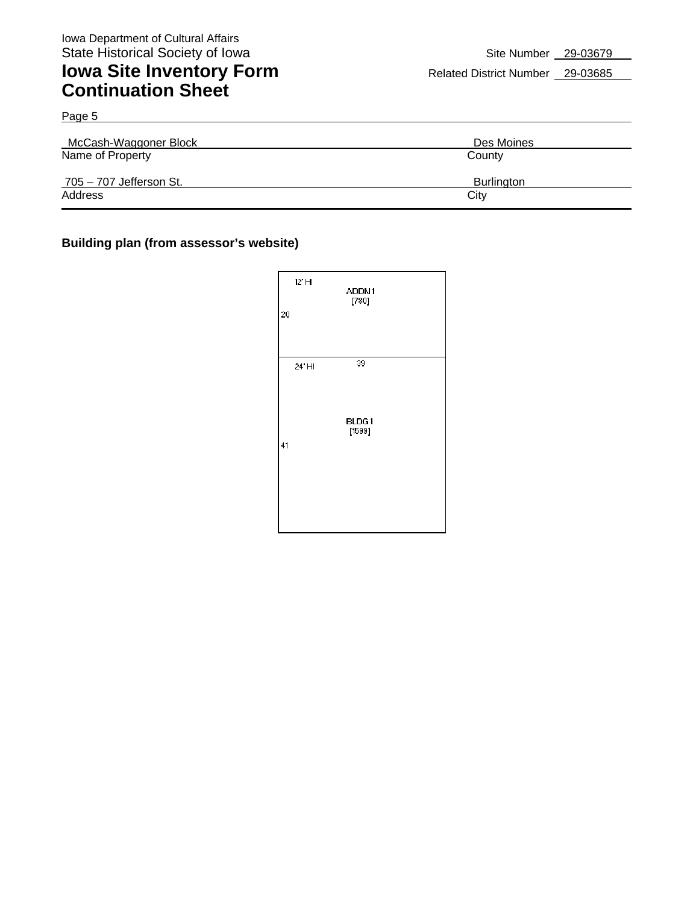Iowa Department of Cultural Affairs
State Historical Society of Iowa

# Iowa Site Inventory Form Continuation Sheet

Site Number 29-03679
Related District Number 29-03685

Page 5

| McCash-Waggoner Block | Des Moines |
|---|---|
| Name of Property | County |
| 705 – 707 Jefferson St. | Burlington |
| Address | City |

**Building plan (from assessor's website)**

12' HI
ADDN 1
[780]
20

24' HI
39
BLDG 1
[1599]
41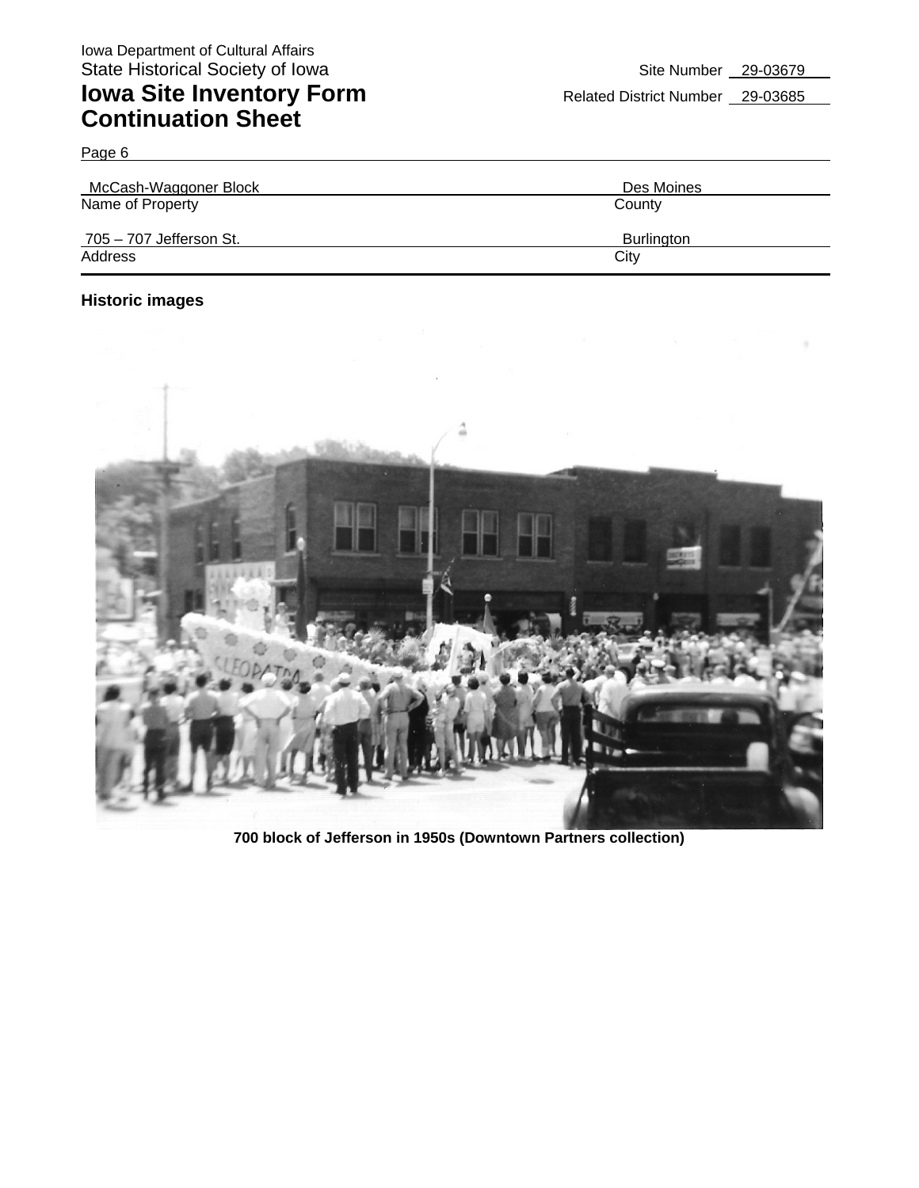Iowa Department of Cultural Affairs
State Historical Society of Iowa

# Iowa Site Inventory Form
# Continuation Sheet

Site Number 29-03679
Related District Number 29-03685

Page 6

| McCash-Waggoner Block | Des Moines |
| --- | --- |
| Name of Property | County |
| 705 – 707 Jefferson St. | Burlington |
| Address | City |

### Historic images

**700 block of Jefferson in 1950s (Downtown Partners collection)**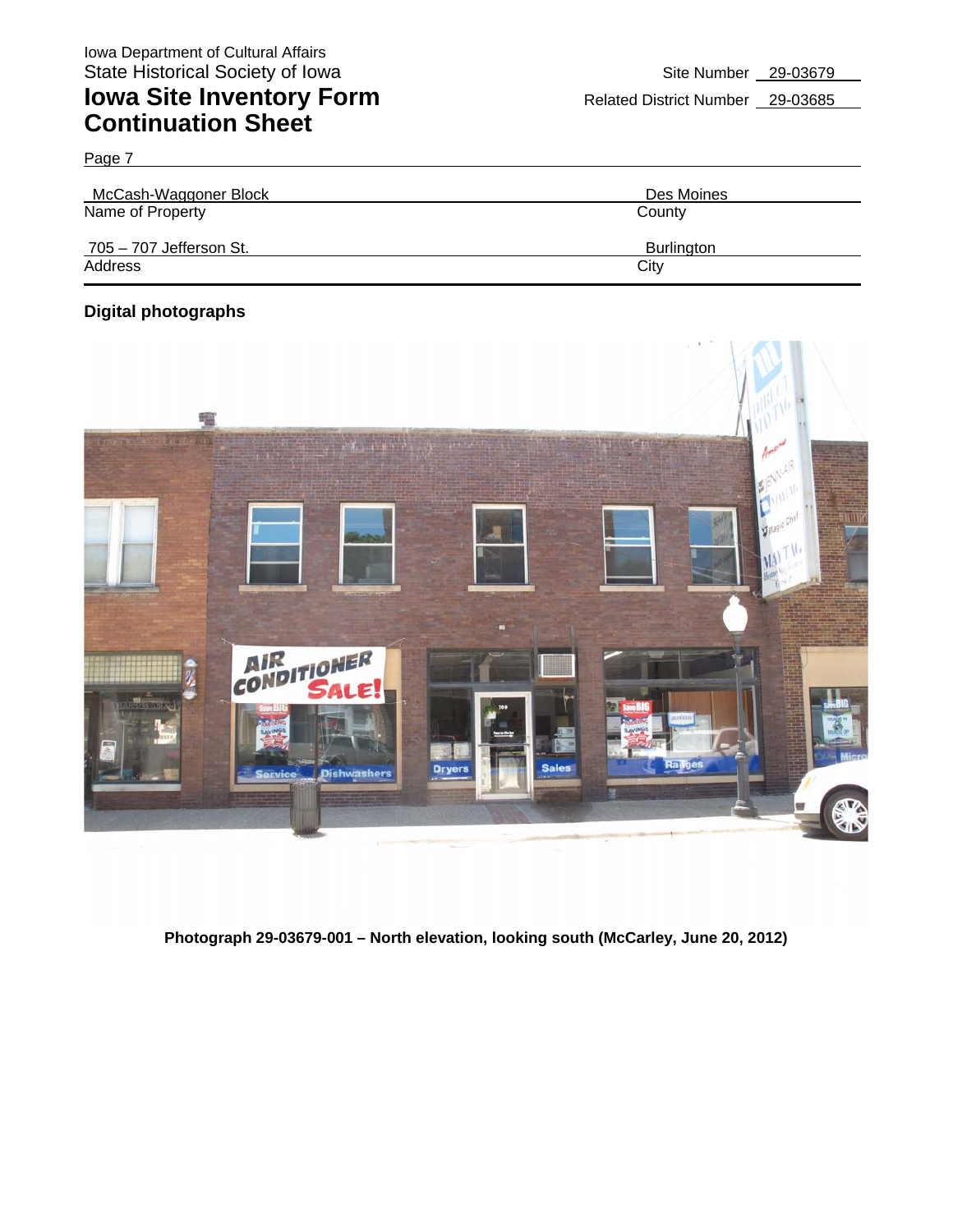Iowa Department of Cultural Affairs
State Historical Society of Iowa

# Iowa Site Inventory Form
# Continuation Sheet

Site Number 29-03679
Related District Number 29-03685

Page 7

| | |
|---|---|
| McCash-Waggoner Block | Des Moines |
| Name of Property | County |
| 705 – 707 Jefferson St. | Burlington |
| Address | City |

**Digital photographs**

**Photograph 29-03679-001 – North elevation, looking south (McCarley, June 20, 2012)**